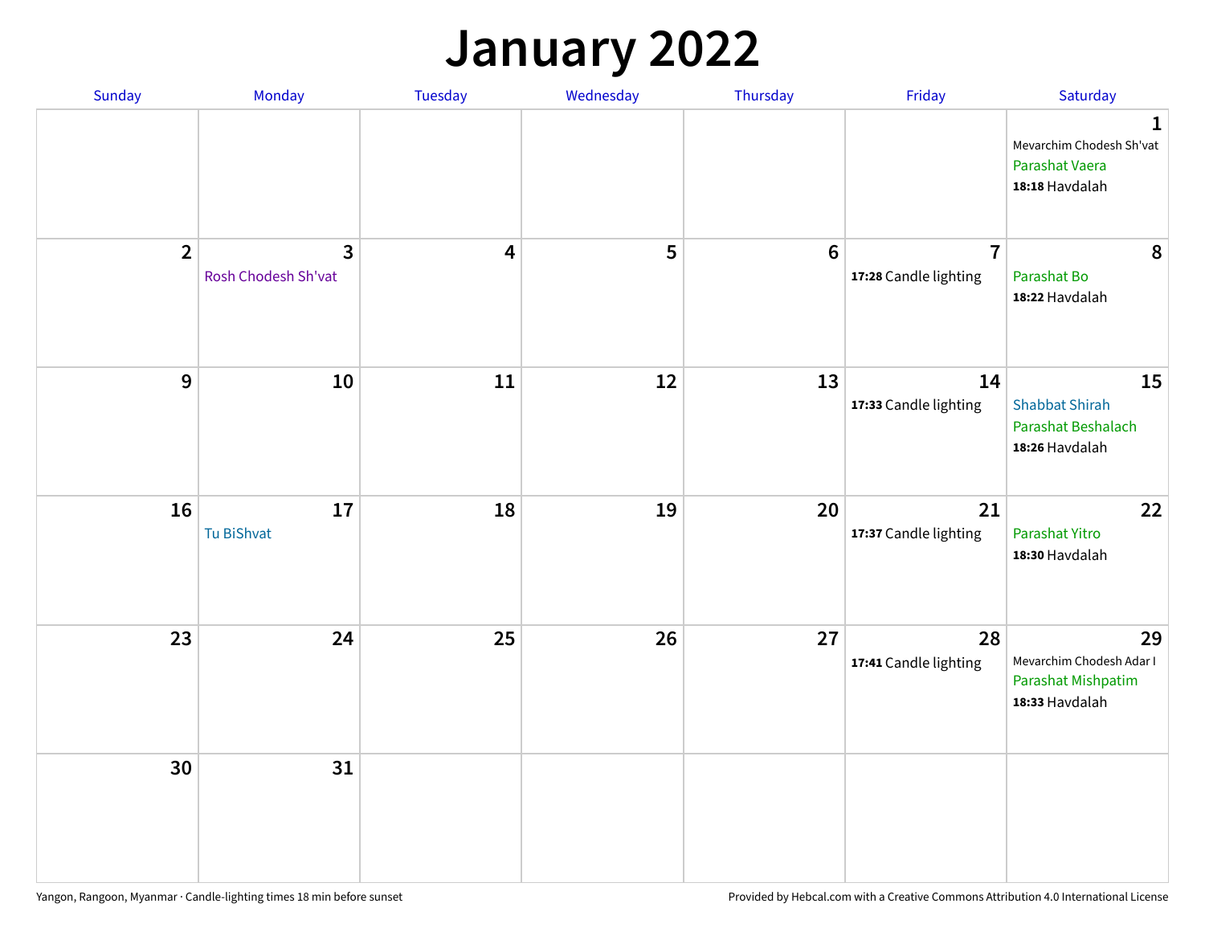# January 2022

| Sunday | Monday | Tuesday | Wednesday | Thursday | Friday | Saturday |
|---|---|---|---|---|---|---|
| | | | | | | **1** Mevarchim Chodesh Sh'vat, Parashat Vaera, **18:18** Havdalah |
| **2** | **3** Rosh Chodesh Sh'vat | **4** | **5** | **6** | **7** **17:28** Candle lighting | **8** Parashat Bo, **18:22** Havdalah |
| **9** | **10** | **11** | **12** | **13** | **14** **17:33** Candle lighting | **15** Shabbat Shirah, Parashat Beshalach, **18:26** Havdalah |
| **16** | **17** Tu BiShvat | **18** | **19** | **20** | **21** **17:37** Candle lighting | **22** Parashat Yitro, **18:30** Havdalah |
| **23** | **24** | **25** | **26** | **27** | **28** **17:41** Candle lighting | **29** Mevarchim Chodesh Adar I, Parashat Mishpatim, **18:33** Havdalah |
| **30** | **31** | | | | | |

Yangon, Rangoon, Myanmar · Candle-lighting times 18 min before sunset

Provided by Hebcal.com with a Creative Commons Attribution 4.0 International License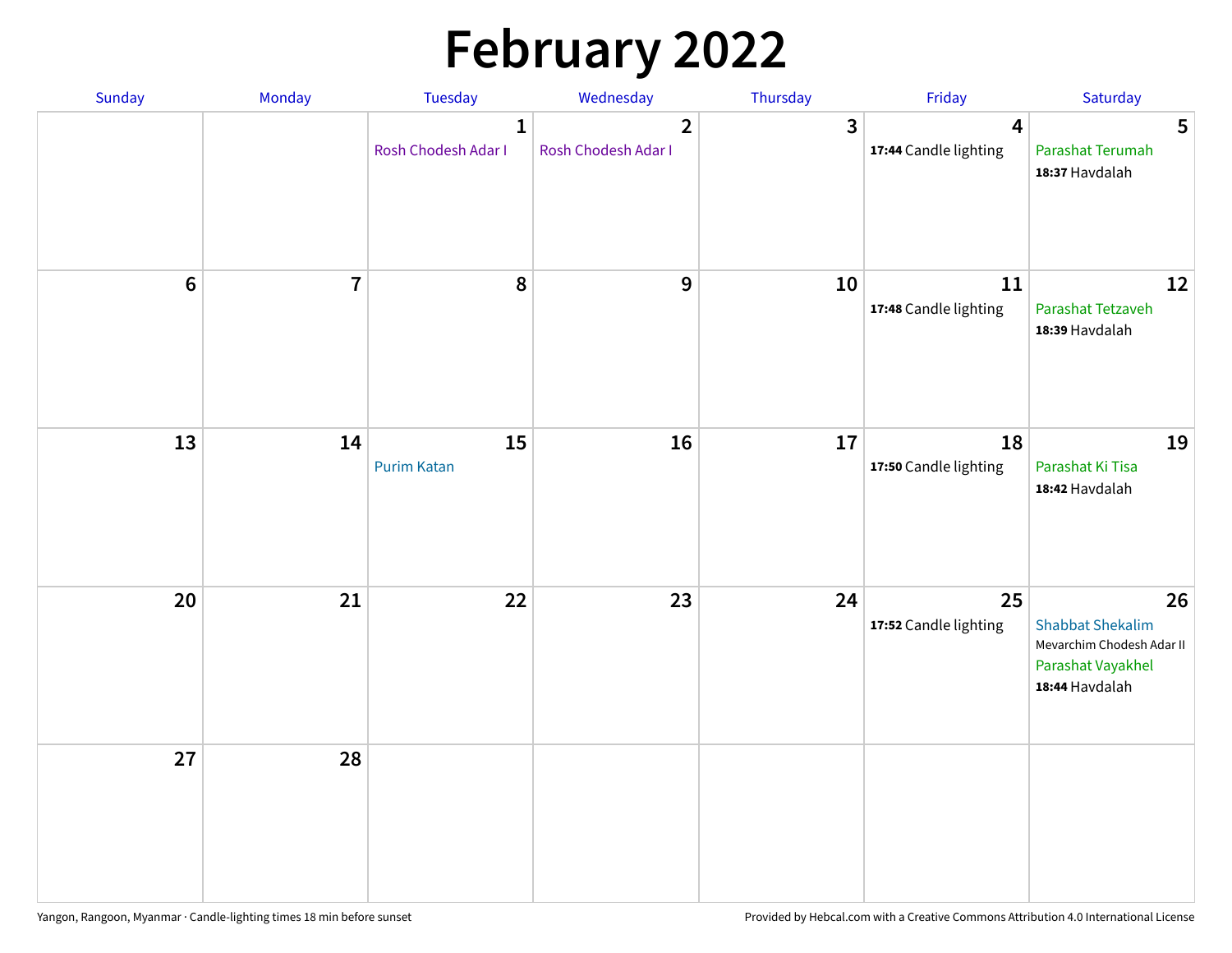# February 2022

| Sunday | Monday | Tuesday | Wednesday | Thursday | Friday | Saturday |
|---|---|---|---|---|---|---|
| | | 1 Rosh Chodesh Adar I | 2 Rosh Chodesh Adar I | 3 | 4 **17:44** Candle lighting | 5 Parashat Terumah **18:37** Havdalah |
| 6 | 7 | 8 | 9 | 10 | 11 **17:48** Candle lighting | 12 Parashat Tetzaveh **18:39** Havdalah |
| 13 | 14 | 15 Purim Katan | 16 | 17 | 18 **17:50** Candle lighting | 19 Parashat Ki Tisa **18:42** Havdalah |
| 20 | 21 | 22 | 23 | 24 | 25 **17:52** Candle lighting | 26 Shabbat Shekalim Mevarchim Chodesh Adar II Parashat Vayakhel **18:44** Havdalah |
| 27 | 28 | | | | | |

Yangon, Rangoon, Myanmar · Candle-lighting times 18 min before sunset

Provided by Hebcal.com with a Creative Commons Attribution 4.0 International License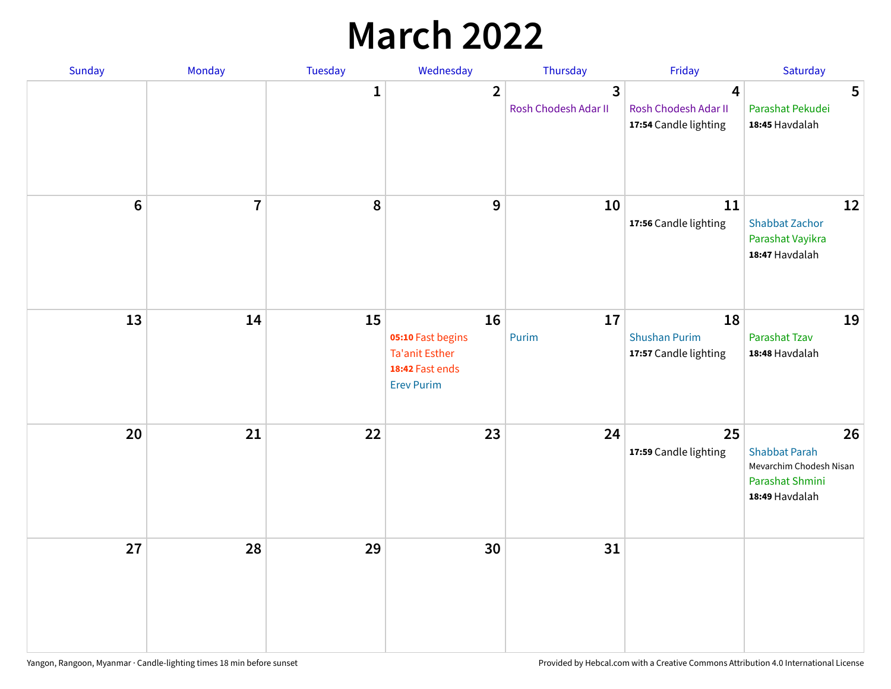# March 2022

| Sunday | Monday | Tuesday | Wednesday | Thursday | Friday | Saturday |
|---|---|---|---|---|---|---|
| | | 1 | 2 | 3<br>Rosh Chodesh Adar II | 4<br>Rosh Chodesh Adar II<br>**17:54** Candle lighting | 5<br>Parashat Pekudei<br>**18:45** Havdalah |
| 6 | 7 | 8 | 9 | 10 | 11<br>**17:56** Candle lighting | 12<br>Shabbat Zachor<br>Parashat Vayikra<br>**18:47** Havdalah |
| 13 | 14 | 15 | 16<br>**05:10** Fast begins<br>Ta'anit Esther<br>**18:42** Fast ends<br>Erev Purim | 17<br>Purim | 18<br>Shushan Purim<br>**17:57** Candle lighting | 19<br>Parashat Tzav<br>**18:48** Havdalah |
| 20 | 21 | 22 | 23 | 24 | 25<br>**17:59** Candle lighting | 26<br>Shabbat Parah<br>Mevarchim Chodesh Nisan<br>Parashat Shmini<br>**18:49** Havdalah |
| 27 | 28 | 29 | 30 | 31 | | |

Yangon, Rangoon, Myanmar · Candle-lighting times 18 min before sunset

Provided by Hebcal.com with a Creative Commons Attribution 4.0 International License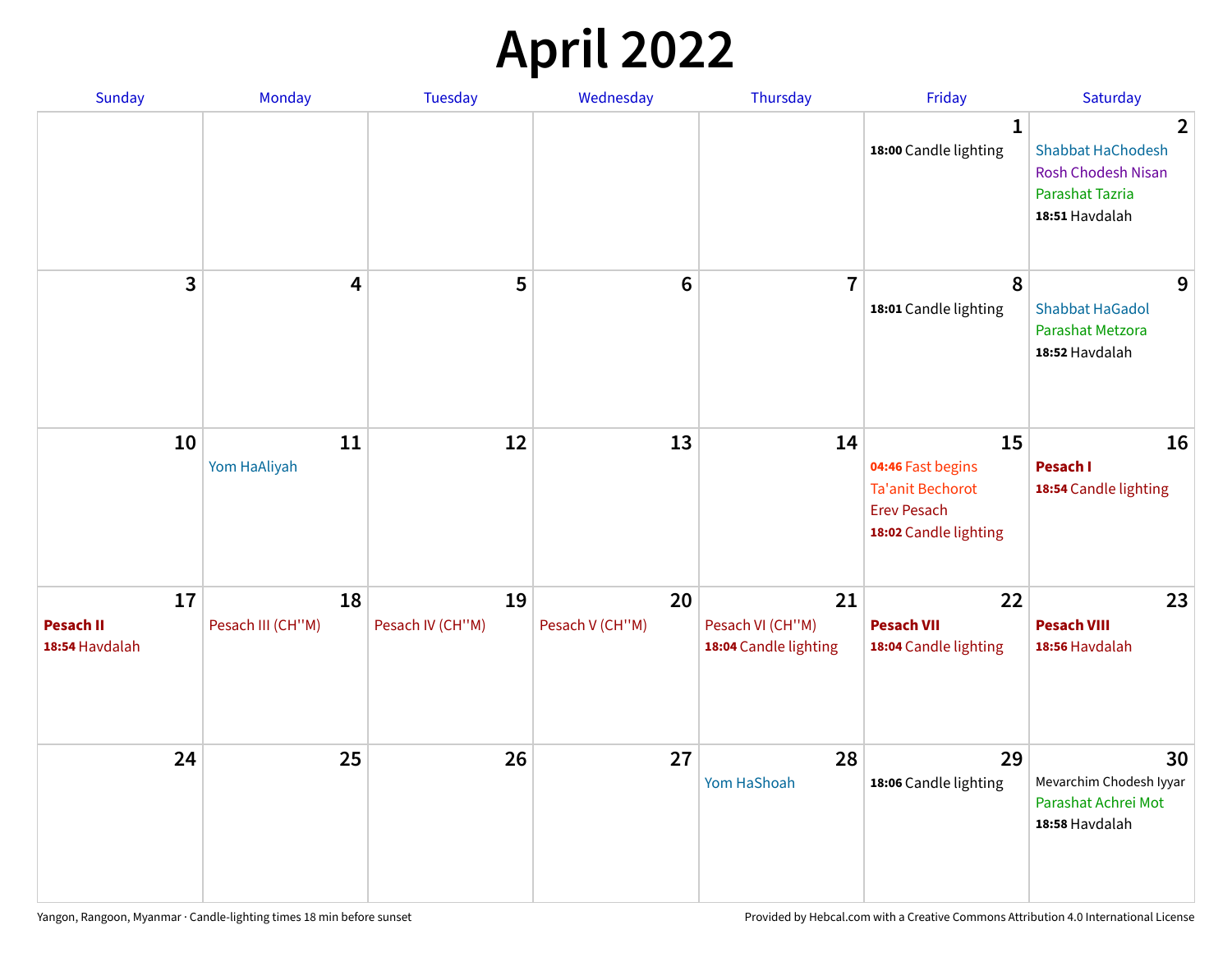# April 2022

| Sunday | Monday | Tuesday | Wednesday | Thursday | Friday | Saturday |
|---|---|---|---|---|---|---|
| | | | | | **1**<br>**18:00** Candle lighting | **2**<br>Shabbat HaChodesh<br>Rosh Chodesh Nisan<br>Parashat Tazria<br>**18:51** Havdalah |
| **3** | **4** | **5** | **6** | **7** | **8**<br>**18:01** Candle lighting | **9**<br>Shabbat HaGadol<br>Parashat Metzora<br>**18:52** Havdalah |
| **10** | **11**<br>Yom HaAliyah | **12** | **13** | **14** | **15**<br>**04:46** Fast begins<br>Ta'anit Bechorot<br>Erev Pesach<br>**18:02** Candle lighting | **16**<br>**Pesach I**<br>**18:54** Candle lighting |
| **17**<br>**Pesach II**<br>**18:54** Havdalah | **18**<br>Pesach III (CH''M) | **19**<br>Pesach IV (CH''M) | **20**<br>Pesach V (CH''M) | **21**<br>Pesach VI (CH''M)<br>**18:04** Candle lighting | **22**<br>**Pesach VII**<br>**18:04** Candle lighting | **23**<br>**Pesach VIII**<br>**18:56** Havdalah |
| **24** | **25** | **26** | **27** | **28**<br>Yom HaShoah | **29**<br>**18:06** Candle lighting | **30**<br>Mevarchim Chodesh Iyyar<br>Parashat Achrei Mot<br>**18:58** Havdalah |

Yangon, Rangoon, Myanmar · Candle-lighting times 18 min before sunset

Provided by Hebcal.com with a Creative Commons Attribution 4.0 International License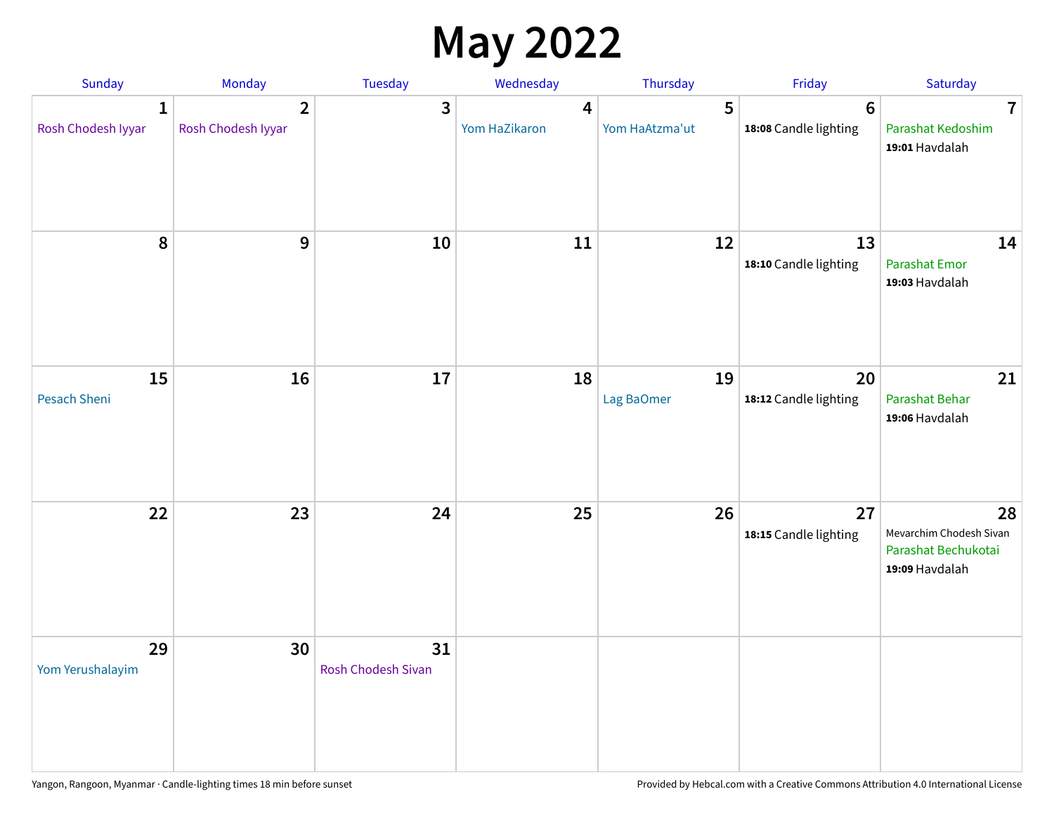# May 2022

| Sunday | Monday | Tuesday | Wednesday | Thursday | Friday | Saturday |
|---|---|---|---|---|---|---|
| **1** Rosh Chodesh Iyyar | **2** Rosh Chodesh Iyyar | **3** | **4** Yom HaZikaron | **5** Yom HaAtzma'ut | **6** **18:08** Candle lighting | **7** Parashat Kedoshim **19:01** Havdalah |
| **8** | **9** | **10** | **11** | **12** | **13** **18:10** Candle lighting | **14** Parashat Emor **19:03** Havdalah |
| **15** Pesach Sheni | **16** | **17** | **18** | **19** Lag BaOmer | **20** **18:12** Candle lighting | **21** Parashat Behar **19:06** Havdalah |
| **22** | **23** | **24** | **25** | **26** | **27** **18:15** Candle lighting | **28** Mevarchim Chodesh Sivan Parashat Bechukotai **19:09** Havdalah |
| **29** Yom Yerushalayim | **30** | **31** Rosh Chodesh Sivan | | | | |

Yangon, Rangoon, Myanmar · Candle-lighting times 18 min before sunset

Provided by Hebcal.com with a Creative Commons Attribution 4.0 International License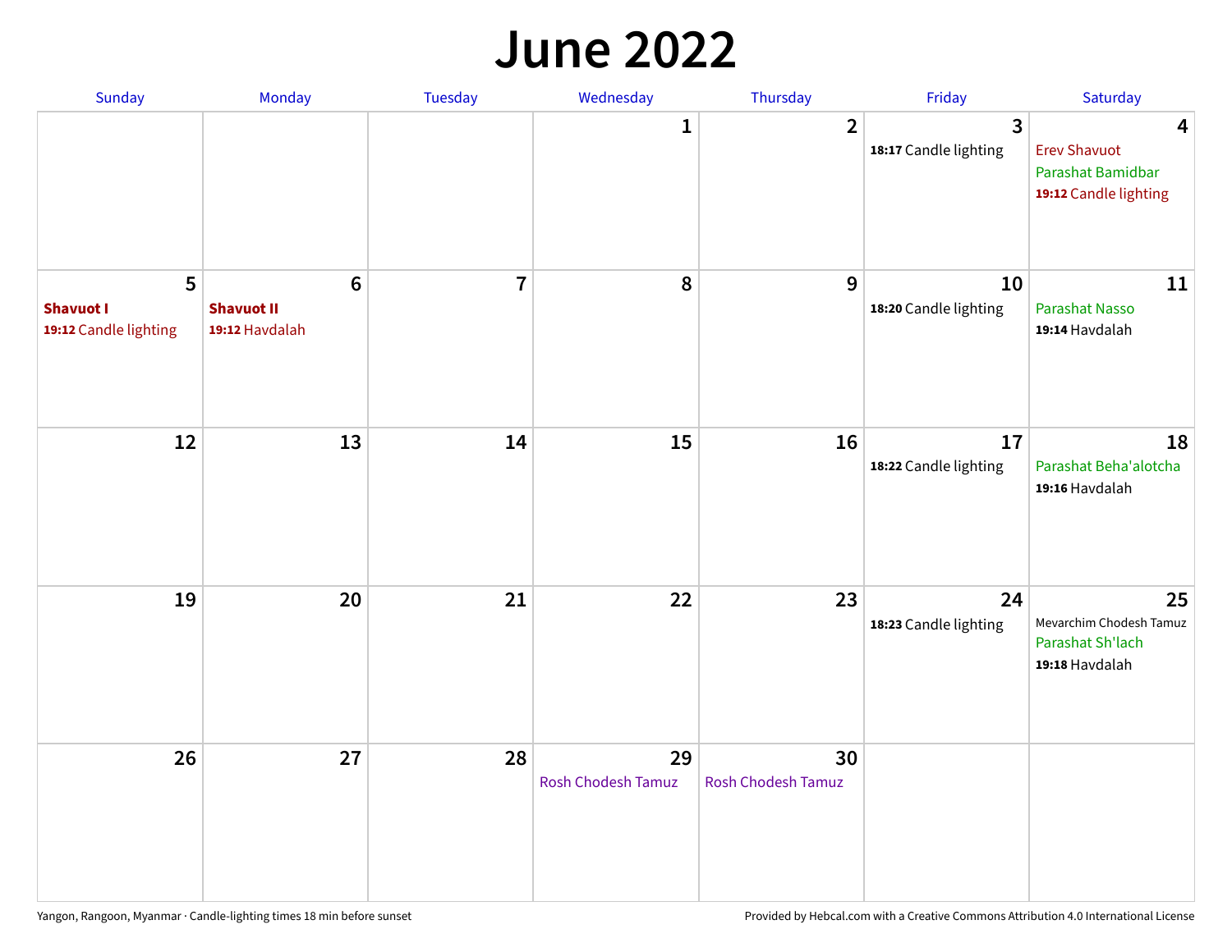# June 2022

| Sunday | Monday | Tuesday | Wednesday | Thursday | Friday | Saturday |
|---|---|---|---|---|---|---|
| | | | 1 | 2 | 3<br>**18:17** Candle lighting | 4<br>Erev Shavuot<br>Parashat Bamidbar<br>**19:12** Candle lighting |
| 5<br>**Shavuot I**<br>**19:12** Candle lighting | 6<br>**Shavuot II**<br>**19:12** Havdalah | 7 | 8 | 9 | 10<br>**18:20** Candle lighting | 11<br>Parashat Nasso<br>**19:14** Havdalah |
| 12 | 13 | 14 | 15 | 16 | 17<br>**18:22** Candle lighting | 18<br>Parashat Beha'alotcha<br>**19:16** Havdalah |
| 19 | 20 | 21 | 22 | 23 | 24<br>**18:23** Candle lighting | 25<br>Mevarchim Chodesh Tamuz<br>Parashat Sh'lach<br>**19:18** Havdalah |
| 26 | 27 | 28 | 29<br>Rosh Chodesh Tamuz | 30<br>Rosh Chodesh Tamuz | | |

Yangon, Rangoon, Myanmar · Candle-lighting times 18 min before sunset

Provided by Hebcal.com with a Creative Commons Attribution 4.0 International License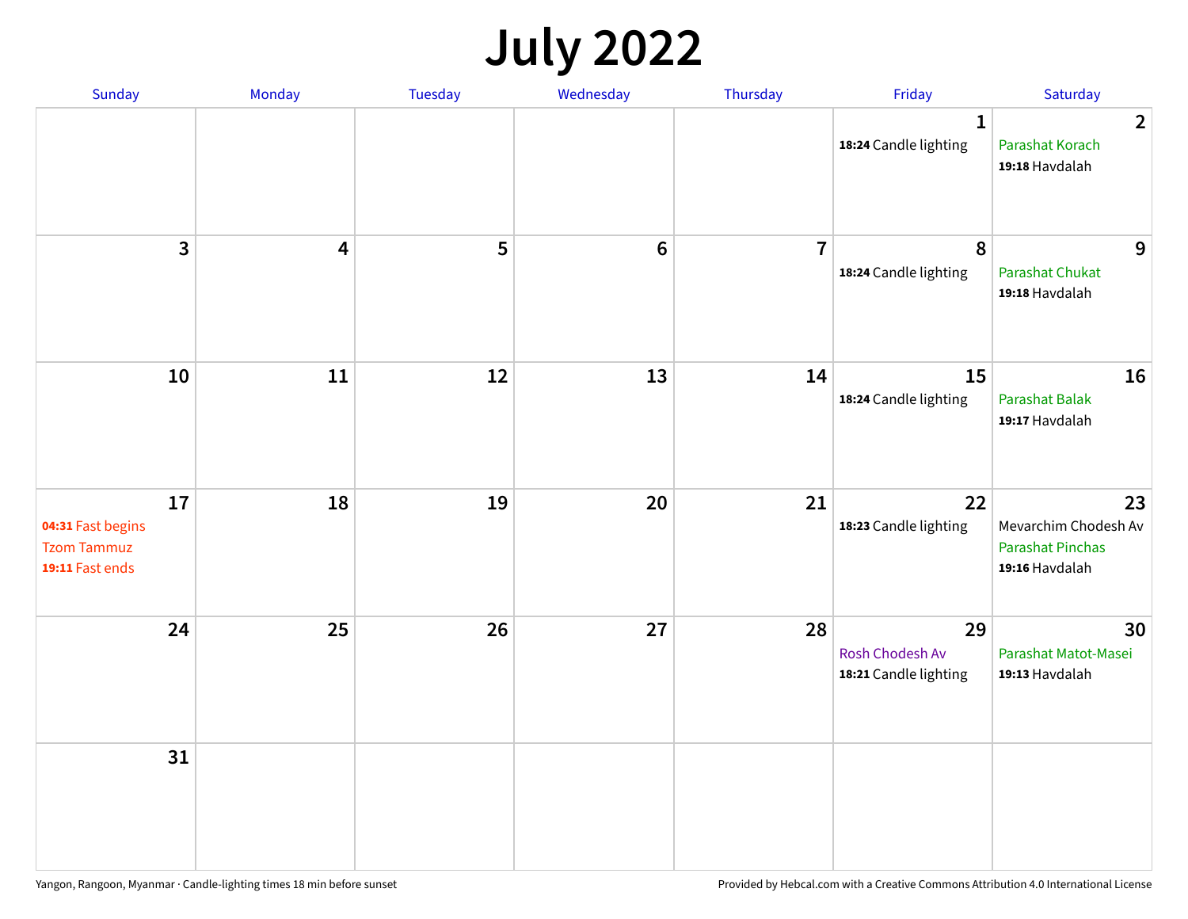# July 2022

| Sunday | Monday | Tuesday | Wednesday | Thursday | Friday | Saturday |
| --- | --- | --- | --- | --- | --- | --- |
| | | | | | 1<br>**18:24** Candle lighting | 2<br>Parashat Korach<br>**19:18** Havdalah |
| 3 | 4 | 5 | 6 | 7 | 8<br>**18:24** Candle lighting | 9<br>Parashat Chukat<br>**19:18** Havdalah |
| 10 | 11 | 12 | 13 | 14 | 15<br>**18:24** Candle lighting | 16<br>Parashat Balak<br>**19:17** Havdalah |
| 17<br>**04:31** Fast begins<br>Tzom Tammuz<br>**19:11** Fast ends | 18 | 19 | 20 | 21 | 22<br>**18:23** Candle lighting | 23<br>Mevarchim Chodesh Av<br>Parashat Pinchas<br>**19:16** Havdalah |
| 24 | 25 | 26 | 27 | 28 | 29<br>Rosh Chodesh Av<br>**18:21** Candle lighting | 30<br>Parashat Matot-Masei<br>**19:13** Havdalah |
| 31 | | | | | | |

Yangon, Rangoon, Myanmar · Candle-lighting times 18 min before sunset

Provided by Hebcal.com with a Creative Commons Attribution 4.0 International License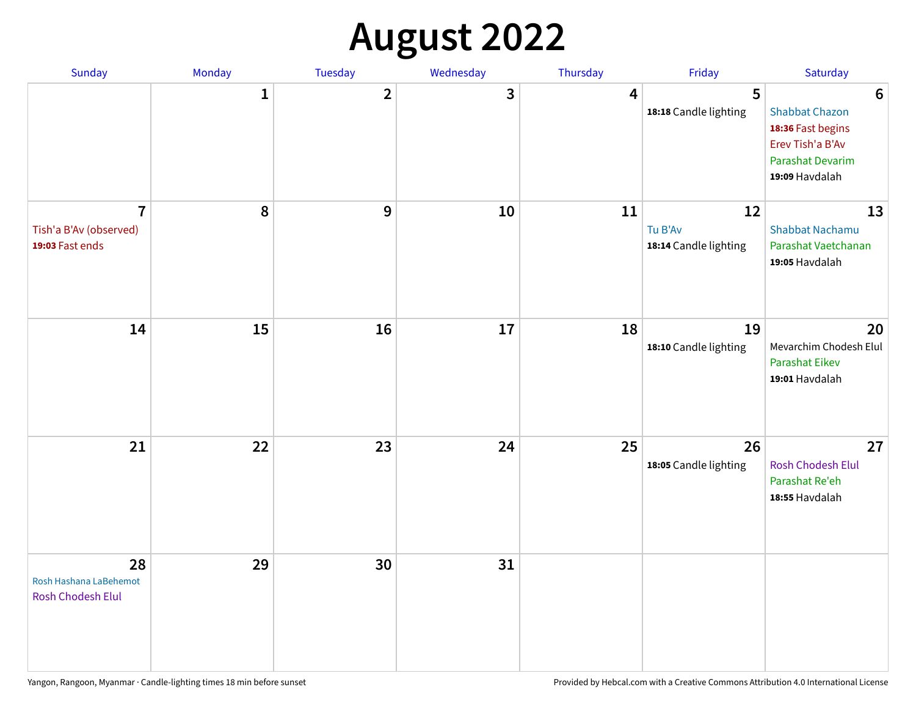# August 2022

| Sunday | Monday | Tuesday | Wednesday | Thursday | Friday | Saturday |
|---|---|---|---|---|---|---|
| | 1 | 2 | 3 | 4 | 5<br>**18:18** Candle lighting | 6<br>Shabbat Chazon<br>**18:36** Fast begins<br>Erev Tish'a B'Av<br>Parashat Devarim<br>**19:09** Havdalah |
| 7<br>Tish'a B'Av (observed)<br>**19:03** Fast ends | 8 | 9 | 10 | 11 | 12<br>Tu B'Av<br>**18:14** Candle lighting | 13<br>Shabbat Nachamu<br>Parashat Vaetchanan<br>**19:05** Havdalah |
| 14 | 15 | 16 | 17 | 18 | 19<br>**18:10** Candle lighting | 20<br>Mevarchim Chodesh Elul<br>Parashat Eikev<br>**19:01** Havdalah |
| 21 | 22 | 23 | 24 | 25 | 26<br>**18:05** Candle lighting | 27<br>Rosh Chodesh Elul<br>Parashat Re'eh<br>**18:55** Havdalah |
| 28<br>Rosh Hashana LaBehemot<br>Rosh Chodesh Elul | 29 | 30 | 31 | | | |

Yangon, Rangoon, Myanmar · Candle-lighting times 18 min before sunset

Provided by Hebcal.com with a Creative Commons Attribution 4.0 International License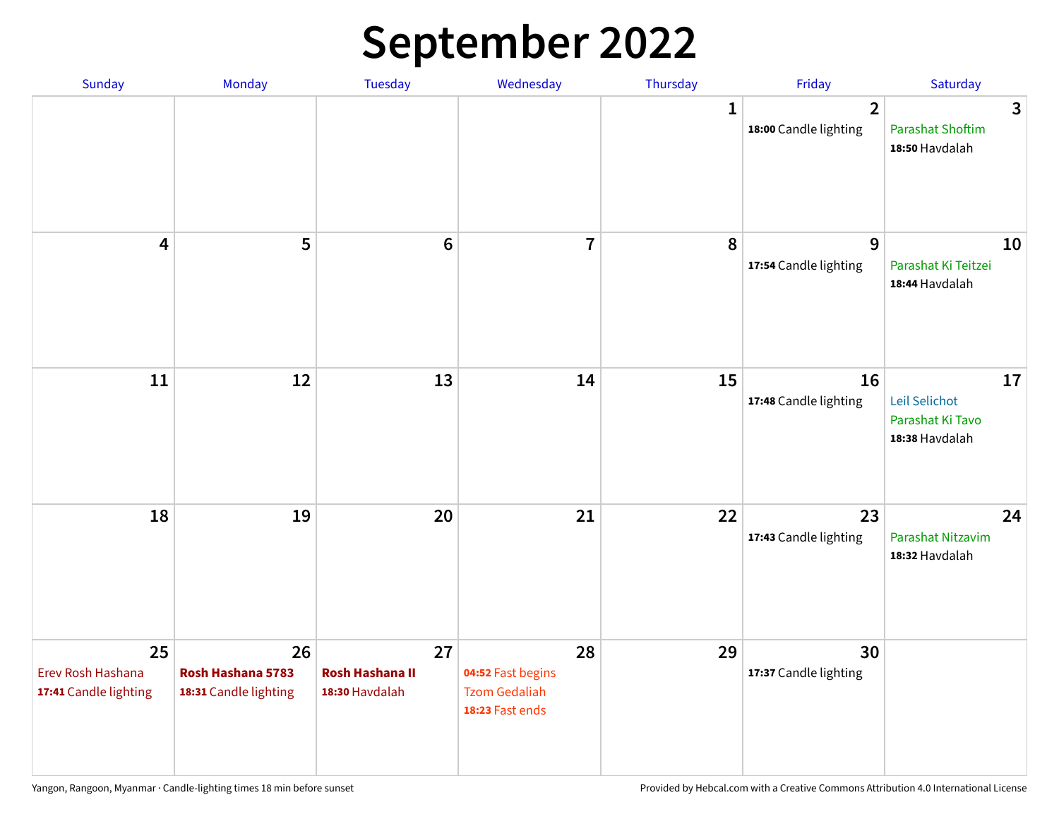# September 2022

| Sunday | Monday | Tuesday | Wednesday | Thursday | Friday | Saturday |
|---|---|---|---|---|---|---|
| | | | | 1 | 2<br>**18:00** Candle lighting | 3<br>Parashat Shoftim<br>**18:50** Havdalah |
| 4 | 5 | 6 | 7 | 8 | 9<br>**17:54** Candle lighting | 10<br>Parashat Ki Teitzei<br>**18:44** Havdalah |
| 11 | 12 | 13 | 14 | 15 | 16<br>**17:48** Candle lighting | 17<br>Leil Selichot<br>Parashat Ki Tavo<br>**18:38** Havdalah |
| 18 | 19 | 20 | 21 | 22 | 23<br>**17:43** Candle lighting | 24<br>Parashat Nitzavim<br>**18:32** Havdalah |
| 25<br>Erev Rosh Hashana<br>**17:41** Candle lighting | 26<br>**Rosh Hashana 5783**<br>**18:31** Candle lighting | 27<br>**Rosh Hashana II**<br>**18:30** Havdalah | 28<br>**04:52** Fast begins<br>Tzom Gedaliah<br>**18:23** Fast ends | 29 | 30<br>**17:37** Candle lighting | |

Yangon, Rangoon, Myanmar · Candle-lighting times 18 min before sunset

Provided by Hebcal.com with a Creative Commons Attribution 4.0 International License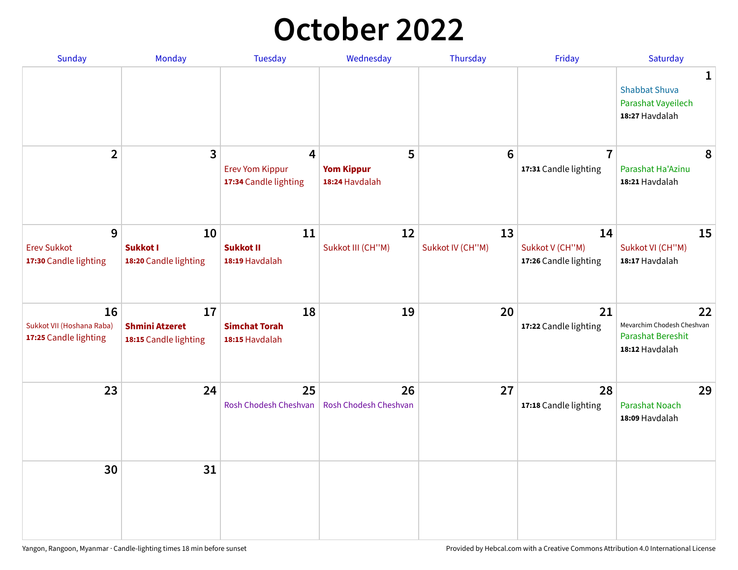# October 2022

| Sunday | Monday | Tuesday | Wednesday | Thursday | Friday | Saturday |
|---|---|---|---|---|---|---|
| | | | | | | **1** Shabbat Shuva Parashat Vayeilech **18:27** Havdalah |
| **2** | **3** | **4** Erev Yom Kippur **17:34** Candle lighting | **5** **Yom Kippur** **18:24** Havdalah | **6** | **7** **17:31** Candle lighting | **8** Parashat Ha'Azinu **18:21** Havdalah |
| **9** Erev Sukkot **17:30** Candle lighting | **10** **Sukkot I** **18:20** Candle lighting | **11** **Sukkot II** **18:19** Havdalah | **12** Sukkot III (CH''M) | **13** Sukkot IV (CH''M) | **14** Sukkot V (CH''M) **17:26** Candle lighting | **15** Sukkot VI (CH''M) **18:17** Havdalah |
| **16** Sukkot VII (Hoshana Raba) **17:25** Candle lighting | **17** **Shmini Atzeret** **18:15** Candle lighting | **18** **Simchat Torah** **18:15** Havdalah | **19** | **20** | **21** **17:22** Candle lighting | **22** Mevarchim Chodesh Cheshvan Parashat Bereshit **18:12** Havdalah |
| **23** | **24** | **25** Rosh Chodesh Cheshvan | **26** Rosh Chodesh Cheshvan | **27** | **28** **17:18** Candle lighting | **29** Parashat Noach **18:09** Havdalah |
| **30** | **31** | | | | | |

Yangon, Rangoon, Myanmar · Candle-lighting times 18 min before sunset

Provided by Hebcal.com with a Creative Commons Attribution 4.0 International License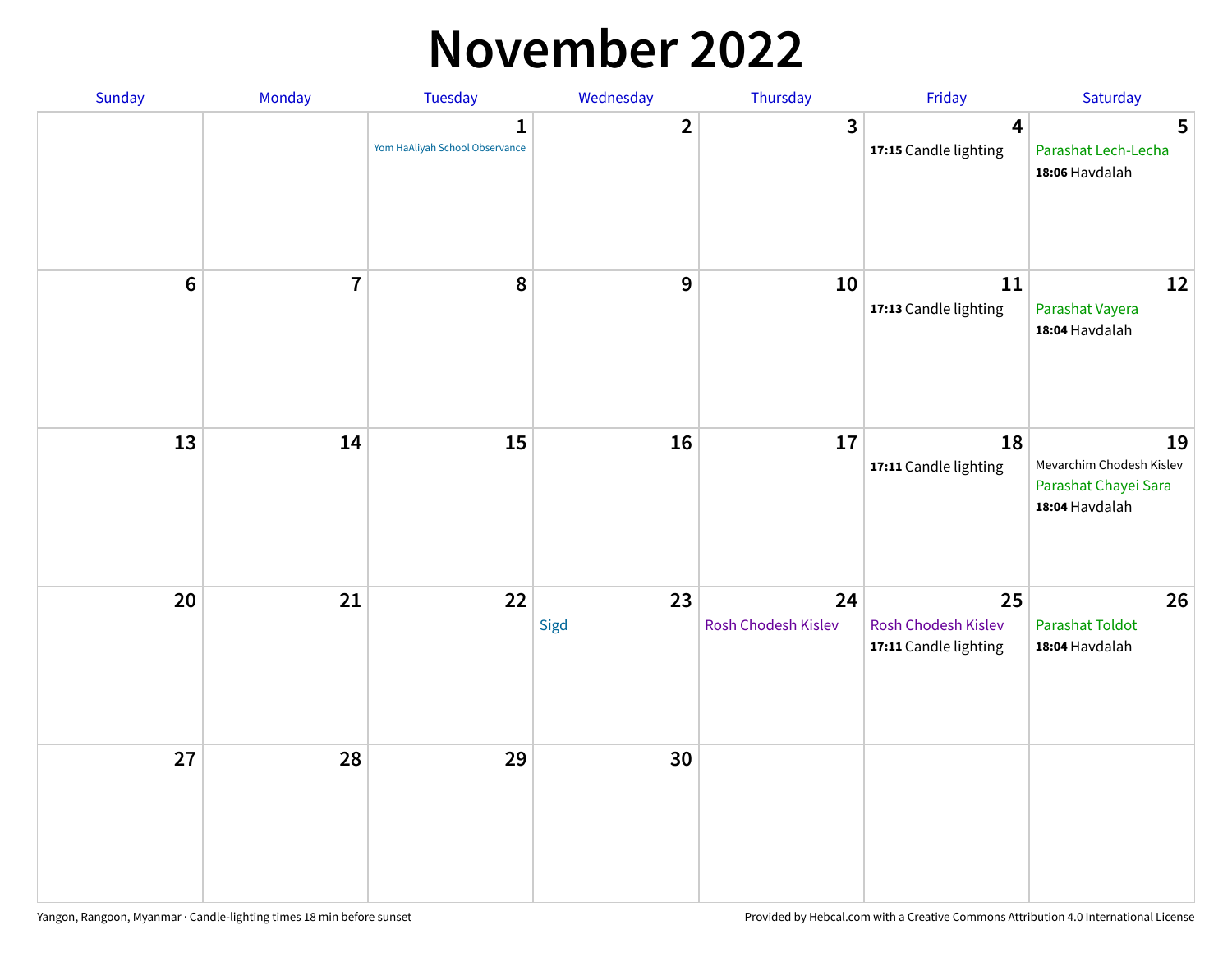# November 2022

| Sunday | Monday | Tuesday | Wednesday | Thursday | Friday | Saturday |
|---|---|---|---|---|---|---|
| | | **1** Yom HaAliyah School Observance | **2** | **3** | **4** **17:15** Candle lighting | **5** Parashat Lech-Lecha **18:06** Havdalah |
| **6** | **7** | **8** | **9** | **10** | **11** **17:13** Candle lighting | **12** Parashat Vayera **18:04** Havdalah |
| **13** | **14** | **15** | **16** | **17** | **18** **17:11** Candle lighting | **19** Mevarchim Chodesh Kislev Parashat Chayei Sara **18:04** Havdalah |
| **20** | **21** | **22** | **23** Sigd | **24** Rosh Chodesh Kislev | **25** Rosh Chodesh Kislev **17:11** Candle lighting | **26** Parashat Toldot **18:04** Havdalah |
| **27** | **28** | **29** | **30** | | | |

Yangon, Rangoon, Myanmar · Candle-lighting times 18 min before sunset

Provided by Hebcal.com with a Creative Commons Attribution 4.0 International License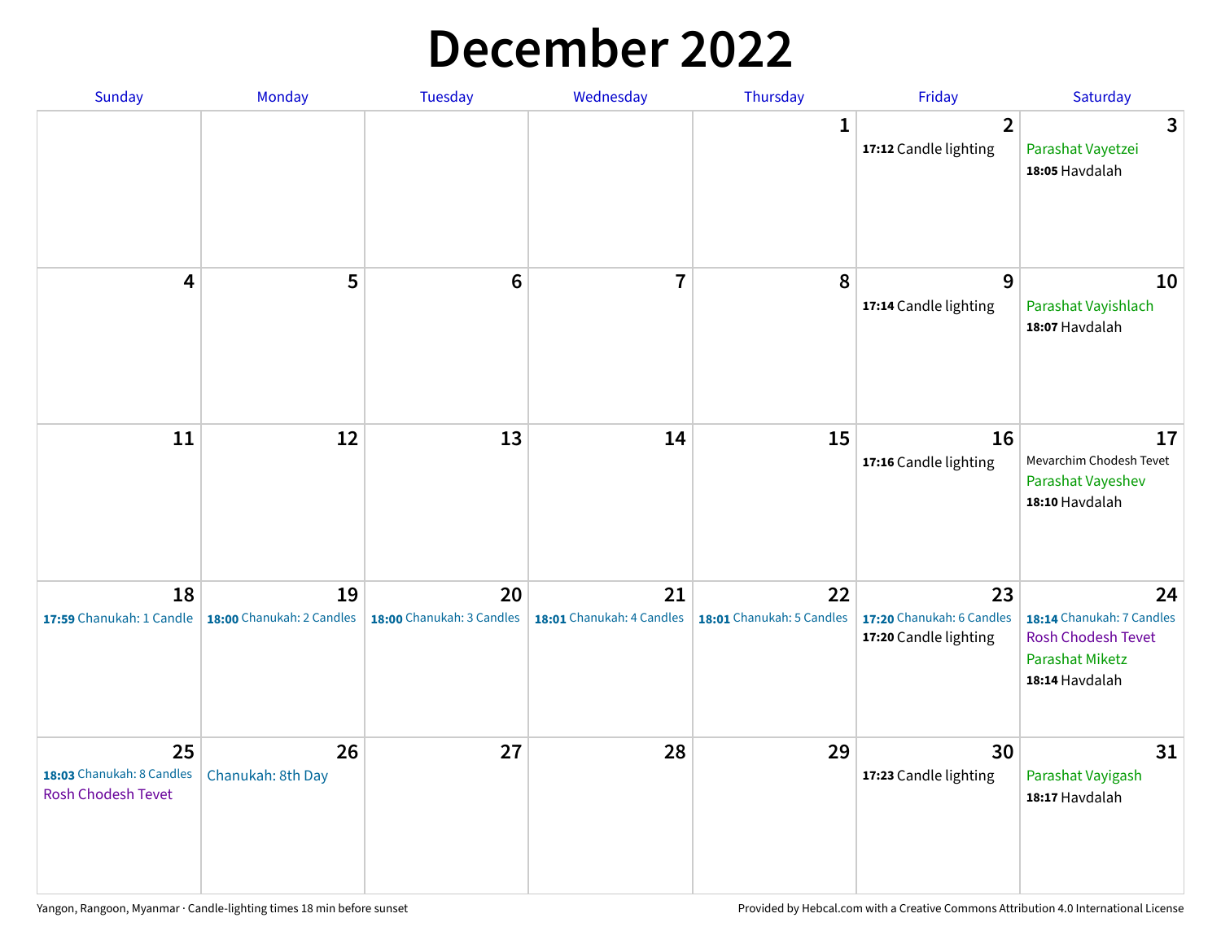# December 2022

| Sunday | Monday | Tuesday | Wednesday | Thursday | Friday | Saturday |
|---|---|---|---|---|---|---|
| | | | | 1 | 2<br>**17:12** Candle lighting | 3<br>Parashat Vayetzei<br>**18:05** Havdalah |
| 4 | 5 | 6 | 7 | 8 | 9<br>**17:14** Candle lighting | 10<br>Parashat Vayishlach<br>**18:07** Havdalah |
| 11 | 12 | 13 | 14 | 15 | 16<br>**17:16** Candle lighting | 17<br>Mevarchim Chodesh Tevet<br>Parashat Vayeshev<br>**18:10** Havdalah |
| 18<br>**17:59** Chanukah: 1 Candle | 19<br>**18:00** Chanukah: 2 Candles | 20<br>**18:00** Chanukah: 3 Candles | 21<br>**18:01** Chanukah: 4 Candles | 22<br>**18:01** Chanukah: 5 Candles | 23<br>**17:20** Chanukah: 6 Candles<br>**17:20** Candle lighting | 24<br>**18:14** Chanukah: 7 Candles<br>Rosh Chodesh Tevet<br>Parashat Miketz<br>**18:14** Havdalah |
| 25<br>**18:03** Chanukah: 8 Candles<br>Rosh Chodesh Tevet | 26<br>Chanukah: 8th Day | 27 | 28 | 29 | 30<br>**17:23** Candle lighting | 31<br>Parashat Vayigash<br>**18:17** Havdalah |

Yangon, Rangoon, Myanmar · Candle-lighting times 18 min before sunset

Provided by Hebcal.com with a Creative Commons Attribution 4.0 International License